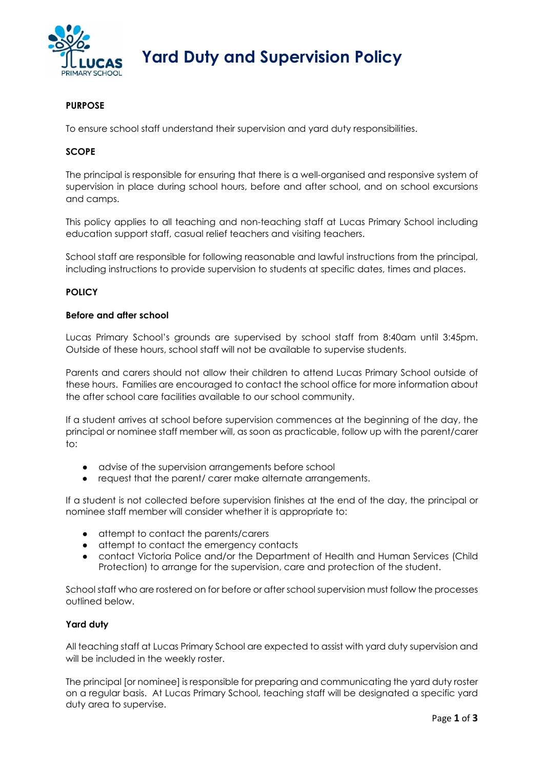# Yard Duty and Supervision Policy

## PURPOSE

To ensure school staff understand their supervision and yard duty responsibilities.

## SCOPE

The principal is responsible for ensuring that there is a well-organised and responsive system of supervision in place during school hours, before and after school, and on school excursions and camps.

This policy applies to all teaching and non-teaching staff at Lucas Primary School including education support staff, casual relief teachers and visiting teachers.

School staff are responsible for following reasonable and lawful instructions from the principal, including instructions to provide supervision to students at specific dates, times and places.

## POLICY

### Before and after school

Lucas Primary School's grounds are supervised by school staff from 8:40am until 3:45pm. Outside of these hours, school staff will not be available to supervise students.

Parents and carers should not allow their children to attend Lucas Primary School outside of these hours. Families are encouraged to contact the school office for more information about the after school care facilities available to our school community.

If a student arrives at school before supervision commences at the beginning of the day, the principal or nominee staff member will, as soon as practicable, follow up with the parent/carer to:

- advise of the supervision arrangements before school
- request that the parent/ carer make alternate arrangements.

If a student is not collected before supervision finishes at the end of the day, the principal or nominee staff member will consider whether it is appropriate to:

- attempt to contact the parents/carers
- attempt to contact the emergency contacts
- contact Victoria Police and/or the Department of Health and Human Services (Child Protection) to arrange for the supervision, care and protection of the student.

School staff who are rostered on for before or after school supervision must follow the processes outlined below.

### Yard duty

All teaching staff at Lucas Primary School are expected to assist with yard duty supervision and will be included in the weekly roster.

The principal [or nominee] is responsible for preparing and communicating the yard duty roster on a regular basis. At Lucas Primary School, teaching staff will be designated a specific yard duty area to supervise.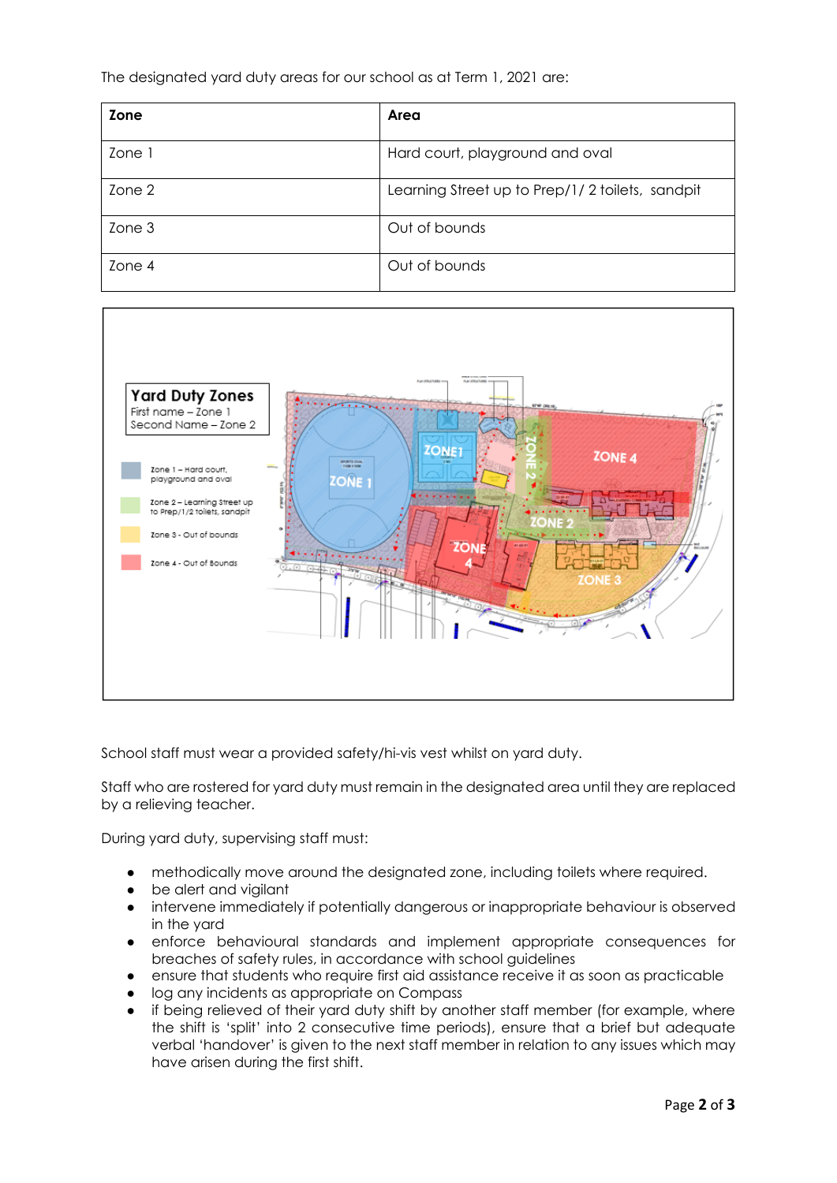The designated yard duty areas for our school as at Term 1, 2021 are:

| Zone | Area |
| --- | --- |
| Zone 1 | Hard court, playground and oval |
| Zone 2 | Learning Street up to Prep/1/ 2 toilets, sandpit |
| Zone 3 | Out of bounds |
| Zone 4 | Out of bounds |

Yard Duty Zones
First name – Zone 1
Second Name – Zone 2

Zone 1 – Hard court, playground and oval
Zone 2 – Learning Street up to Prep/1/2 toilets, sandpit
Zone 3 - Out of bounds
Zone 4 - Out of Bounds

ZONE 1
ZONE 1
ZONE 2
ZONE 2
ZONE 3
ZONE 4
ZONE 4

School staff must wear a provided safety/hi-vis vest whilst on yard duty.

Staff who are rostered for yard duty must remain in the designated area until they are replaced by a relieving teacher.

During yard duty, supervising staff must:

- methodically move around the designated zone, including toilets where required.
- be alert and vigilant
- intervene immediately if potentially dangerous or inappropriate behaviour is observed in the yard
- enforce behavioural standards and implement appropriate consequences for breaches of safety rules, in accordance with school guidelines
- ensure that students who require first aid assistance receive it as soon as practicable
- log any incidents as appropriate on Compass
- if being relieved of their yard duty shift by another staff member (for example, where the shift is 'split' into 2 consecutive time periods), ensure that a brief but adequate verbal 'handover' is given to the next staff member in relation to any issues which may have arisen during the first shift.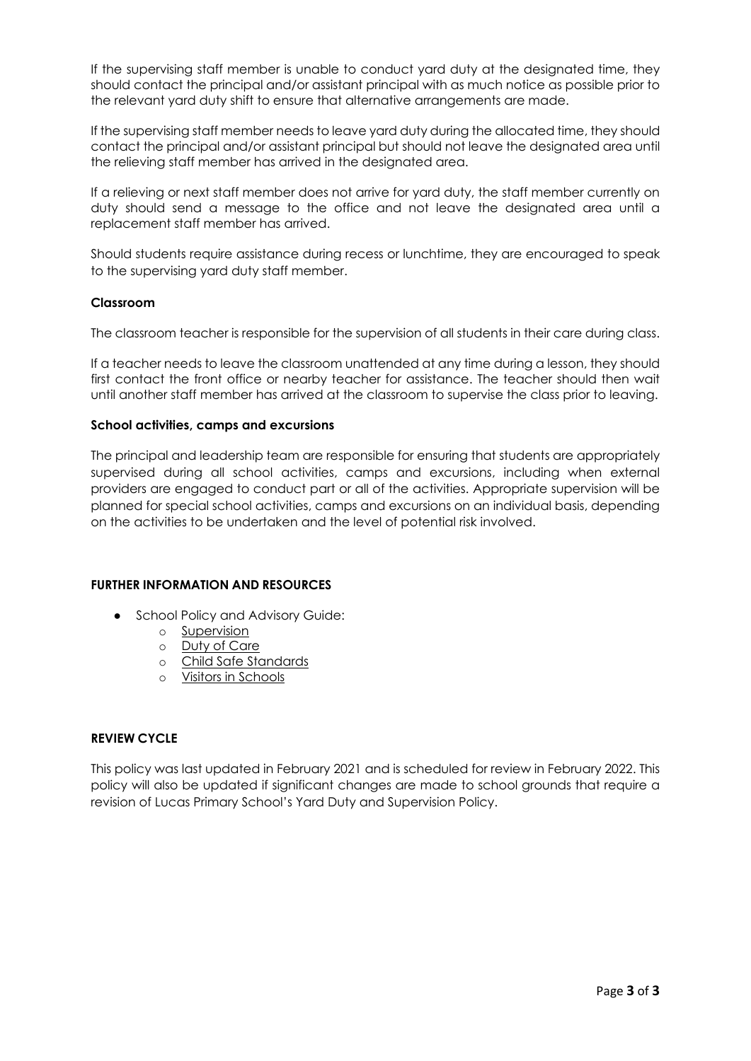If the supervising staff member is unable to conduct yard duty at the designated time, they should contact the principal and/or assistant principal with as much notice as possible prior to the relevant yard duty shift to ensure that alternative arrangements are made.

If the supervising staff member needs to leave yard duty during the allocated time, they should contact the principal and/or assistant principal but should not leave the designated area until the relieving staff member has arrived in the designated area.

If a relieving or next staff member does not arrive for yard duty, the staff member currently on duty should send a message to the office and not leave the designated area until a replacement staff member has arrived.

Should students require assistance during recess or lunchtime, they are encouraged to speak to the supervising yard duty staff member.

**Classroom**

The classroom teacher is responsible for the supervision of all students in their care during class.

If a teacher needs to leave the classroom unattended at any time during a lesson, they should first contact the front office or nearby teacher for assistance. The teacher should then wait until another staff member has arrived at the classroom to supervise the class prior to leaving.

**School activities, camps and excursions**

The principal and leadership team are responsible for ensuring that students are appropriately supervised during all school activities, camps and excursions, including when external providers are engaged to conduct part or all of the activities. Appropriate supervision will be planned for special school activities, camps and excursions on an individual basis, depending on the activities to be undertaken and the level of potential risk involved.

## FURTHER INFORMATION AND RESOURCES

- School Policy and Advisory Guide:
  - Supervision
  - Duty of Care
  - Child Safe Standards
  - Visitors in Schools

## REVIEW CYCLE

This policy was last updated in February 2021 and is scheduled for review in February 2022. This policy will also be updated if significant changes are made to school grounds that require a revision of Lucas Primary School's Yard Duty and Supervision Policy.